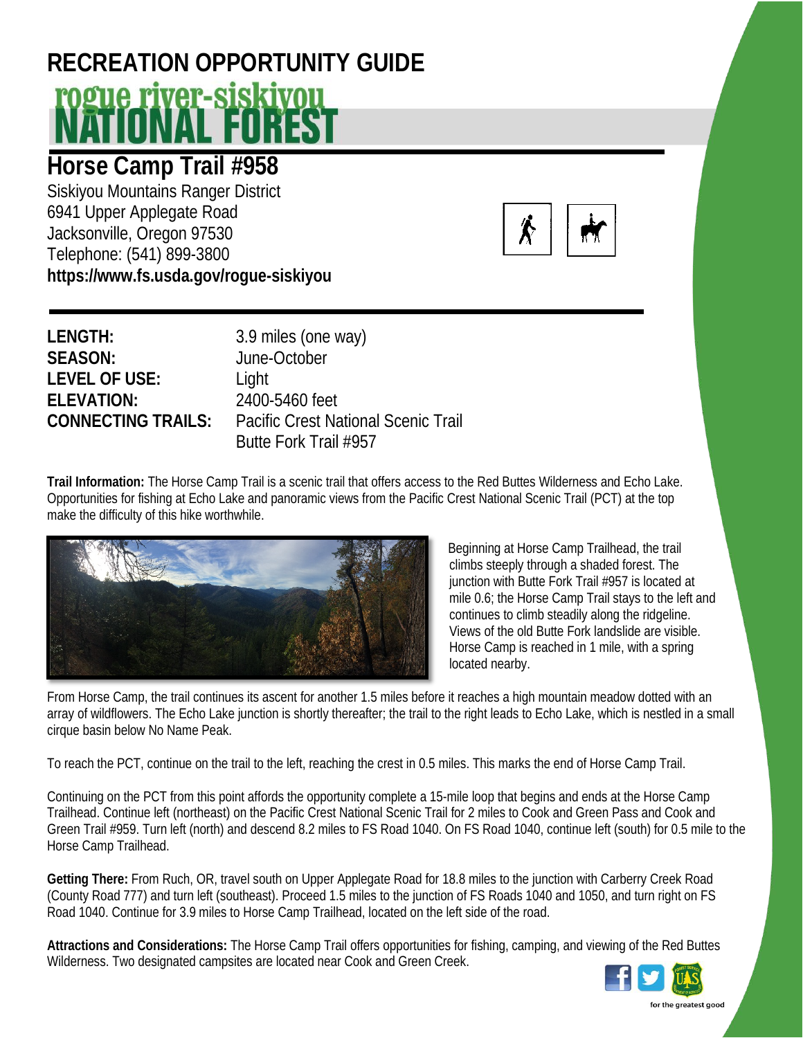# RECREATION OPPORTUNITY GUIDE

## rogue river-siskiyou NATIONAL FOREST

# Horse Camp Trail #958

Siskiyou Mountains Ranger District
6941 Upper Applegate Road
Jacksonville, Oregon 97530
Telephone: (541) 899-3800
**https://www.fs.usda.gov/rogue-siskiyou**

| | |
|---|---|
| **LENGTH:** | 3.9 miles (one way) |
| **SEASON:** | June-October |
| **LEVEL OF USE:** | Light |
| **ELEVATION:** | 2400-5460 feet |
| **CONNECTING TRAILS:** | Pacific Crest National Scenic Trail<br>Butte Fork Trail #957 |

**Trail Information:** The Horse Camp Trail is a scenic trail that offers access to the Red Buttes Wilderness and Echo Lake. Opportunities for fishing at Echo Lake and panoramic views from the Pacific Crest National Scenic Trail (PCT) at the top make the difficulty of this hike worthwhile.

Beginning at Horse Camp Trailhead, the trail climbs steeply through a shaded forest. The junction with Butte Fork Trail #957 is located at mile 0.6; the Horse Camp Trail stays to the left and continues to climb steadily along the ridgeline. Views of the old Butte Fork landslide are visible. Horse Camp is reached in 1 mile, with a spring located nearby.

From Horse Camp, the trail continues its ascent for another 1.5 miles before it reaches a high mountain meadow dotted with an array of wildflowers. The Echo Lake junction is shortly thereafter; the trail to the right leads to Echo Lake, which is nestled in a small cirque basin below No Name Peak.

To reach the PCT, continue on the trail to the left, reaching the crest in 0.5 miles. This marks the end of Horse Camp Trail.

Continuing on the PCT from this point affords the opportunity complete a 15-mile loop that begins and ends at the Horse Camp Trailhead. Continue left (northeast) on the Pacific Crest National Scenic Trail for 2 miles to Cook and Green Pass and Cook and Green Trail #959. Turn left (north) and descend 8.2 miles to FS Road 1040. On FS Road 1040, continue left (south) for 0.5 mile to the Horse Camp Trailhead.

**Getting There:** From Ruch, OR, travel south on Upper Applegate Road for 18.8 miles to the junction with Carberry Creek Road (County Road 777) and turn left (southeast). Proceed 1.5 miles to the junction of FS Roads 1040 and 1050, and turn right on FS Road 1040. Continue for 3.9 miles to Horse Camp Trailhead, located on the left side of the road.

**Attractions and Considerations:** The Horse Camp Trail offers opportunities for fishing, camping, and viewing of the Red Buttes Wilderness. Two designated campsites are located near Cook and Green Creek.

for the greatest good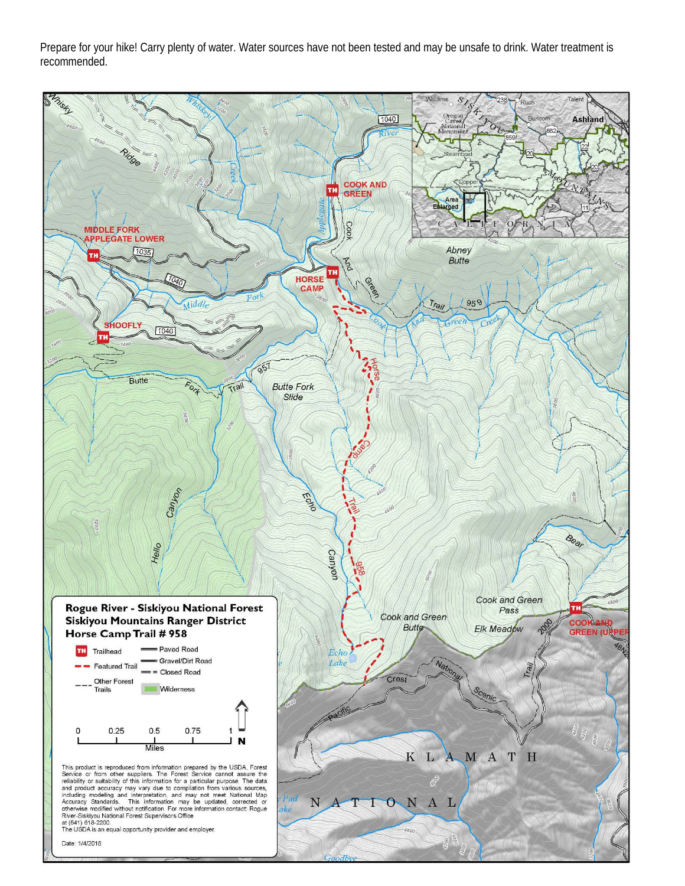Prepare for your hike! Carry plenty of water. Water sources have not been tested and may be unsafe to drink. Water treatment is recommended.

**Rogue River - Siskiyou National Forest**
**Siskiyou Mountains Ranger District**
**Horse Camp Trail # 958**

TH Trailhead
Featured Trail
Other Forest Trails
Paved Road
Gravel/Dirt Road
Closed Road
Wilderness

0 0.25 0.5 0.75 1
Miles

N

This product is reproduced from information prepared by the USDA, Forest Service or from other suppliers. The Forest Service cannot assure the reliability or suitability of this information for a particular purpose. The data and product accuracy may vary due to compilation from various sources, including modeling and interpretation, and may not meet National Map Accuracy Standards. This information may be updated, corrected or otherwise modified without notification. For more information contact: Rogue River-Siskiyou National Forest Supervisors Office at (541) 618-2200.
The USDA is an equal opportunity provider and employer.

Date: 1/4/2016

COOK AND GREEN
MIDDLE FORK APPLEGATE LOWER
HORSE CAMP
SHOOFLY
COOK AND GREEN (UPPER)
Horse Camp Trail 958
Cook And Green Trail 959
Butte Fork Trail 957
Abney Butte
Butte Fork Slide
Echo Canyon
Hello Canyon
Echo Lake
Cook and Green Butte
Cook and Green Pass
Elk Meadow
Pacific Crest National Scenic Trail
KLAMATH NATIONAL
Area Enlarged
SISKIYOU MOUNTAINS
CALIFORNIA
Ashland